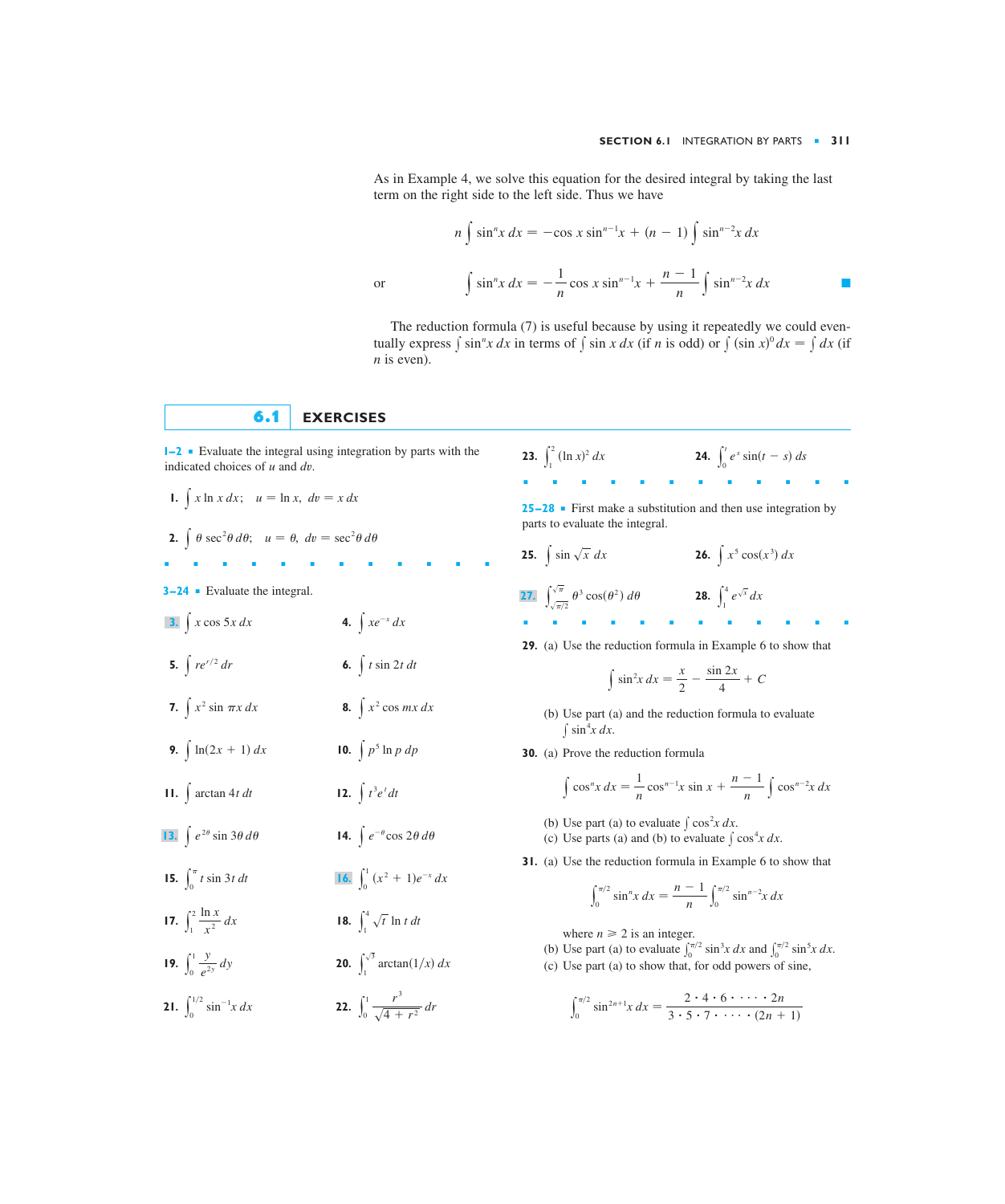As in Example 4, we solve this equation for the desired integral by taking the last term on the right side to the left side. Thus we have

$$n \int \sin^n x\, dx = -\cos x \sin^{n-1} x + (n-1) \int \sin^{n-2} x\, dx$$

or

$$\int \sin^n x\, dx = -\frac{1}{n} \cos x \sin^{n-1} x + \frac{n-1}{n} \int \sin^{n-2} x\, dx$$

The reduction formula (7) is useful because by using it repeatedly we could eventually express $\int \sin^n x\, dx$ in terms of $\int \sin x\, dx$ (if $n$ is odd) or $\int (\sin x)^0\, dx = \int dx$ (if $n$ is even).

## 6.1 EXERCISES

**1–2** ▪ Evaluate the integral using integration by parts with the indicated choices of $u$ and $dv$.

1. $\int x \ln x\, dx$; $u = \ln x$, $dv = x\, dx$

2. $\int \theta \sec^2\theta\, d\theta$; $u = \theta$, $dv = \sec^2\theta\, d\theta$

**3–24** ▪ Evaluate the integral.

3. $\int x \cos 5x\, dx$

4. $\int x e^{-x}\, dx$

5. $\int r e^{r/2}\, dr$

6. $\int t \sin 2t\, dt$

7. $\int x^2 \sin \pi x\, dx$

8. $\int x^2 \cos mx\, dx$

9. $\int \ln(2x + 1)\, dx$

10. $\int p^5 \ln p\, dp$

11. $\int \arctan 4t\, dt$

12. $\int t^3 e^t\, dt$

13. $\int e^{2\theta} \sin 3\theta\, d\theta$

14. $\int e^{-\theta} \cos 2\theta\, d\theta$

15. $\int_0^{\pi} t \sin 3t\, dt$

16. $\int_0^1 (x^2 + 1) e^{-x}\, dx$

17. $\int_1^2 \frac{\ln x}{x^2}\, dx$

18. $\int_1^4 \sqrt{t} \ln t\, dt$

19. $\int_0^1 \frac{y}{e^{2y}}\, dy$

20. $\int_1^{\sqrt{3}} \arctan(1/x)\, dx$

21. $\int_0^{1/2} \sin^{-1} x\, dx$

22. $\int_0^1 \frac{r^3}{\sqrt{4 + r^2}}\, dr$

23. $\int_1^2 (\ln x)^2\, dx$

24. $\int_0^t e^s \sin(t - s)\, ds$

**25–28** ▪ First make a substitution and then use integration by parts to evaluate the integral.

25. $\int \sin \sqrt{x}\, dx$

26. $\int x^5 \cos(x^3)\, dx$

27. $\int_{\sqrt{\pi/2}}^{\sqrt{\pi}} \theta^3 \cos(\theta^2)\, d\theta$

28. $\int_1^4 e^{\sqrt{x}}\, dx$

29. (a) Use the reduction formula in Example 6 to show that

$$\int \sin^2 x\, dx = \frac{x}{2} - \frac{\sin 2x}{4} + C$$

(b) Use part (a) and the reduction formula to evaluate $\int \sin^4 x\, dx$.

30. (a) Prove the reduction formula

$$\int \cos^n x\, dx = \frac{1}{n} \cos^{n-1} x \sin x + \frac{n-1}{n} \int \cos^{n-2} x\, dx$$

(b) Use part (a) to evaluate $\int \cos^2 x\, dx$.
(c) Use parts (a) and (b) to evaluate $\int \cos^4 x\, dx$.

31. (a) Use the reduction formula in Example 6 to show that

$$\int_0^{\pi/2} \sin^n x\, dx = \frac{n-1}{n} \int_0^{\pi/2} \sin^{n-2} x\, dx$$

where $n \geqslant 2$ is an integer.
(b) Use part (a) to evaluate $\int_0^{\pi/2} \sin^3 x\, dx$ and $\int_0^{\pi/2} \sin^5 x\, dx$.
(c) Use part (a) to show that, for odd powers of sine,

$$\int_0^{\pi/2} \sin^{2n+1} x\, dx = \frac{2 \cdot 4 \cdot 6 \cdot \cdots \cdot 2n}{3 \cdot 5 \cdot 7 \cdot \cdots \cdot (2n + 1)}$$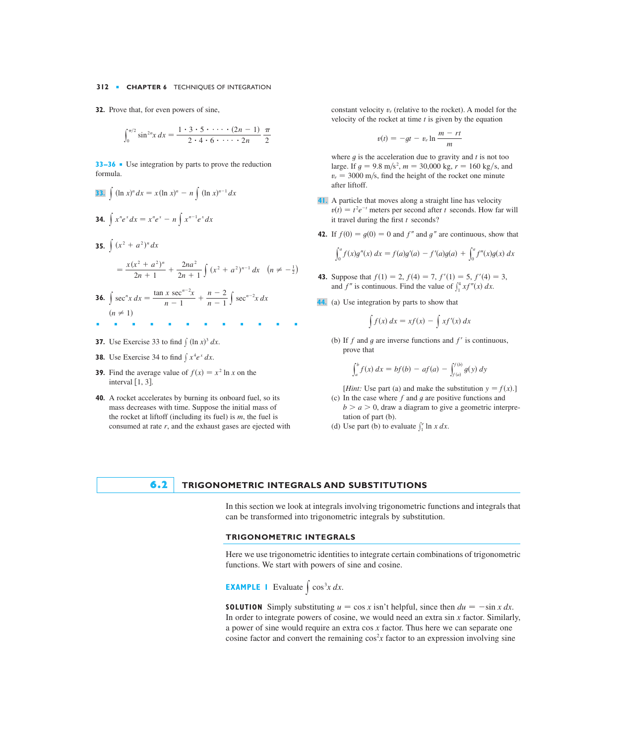**32.** Prove that, for even powers of sine,

$$\int_0^{\pi/2} \sin^{2n}x\, dx = \frac{1 \cdot 3 \cdot 5 \cdot \cdots \cdot (2n-1)}{2 \cdot 4 \cdot 6 \cdot \cdots \cdot 2n} \frac{\pi}{2}$$

**33–36** Use integration by parts to prove the reduction formula.

**33.** $\displaystyle\int (\ln x)^n\, dx = x(\ln x)^n - n\int (\ln x)^{n-1}\, dx$

**34.** $\displaystyle\int x^n e^x\, dx = x^n e^x - n\int x^{n-1}e^x\, dx$

**35.** $\displaystyle\int (x^2 + a^2)^n\, dx$

$$= \frac{x(x^2+a^2)^n}{2n+1} + \frac{2na^2}{2n+1}\int (x^2+a^2)^{n-1}\, dx \quad \left(n \neq -\tfrac{1}{2}\right)$$

**36.** $\displaystyle\int \sec^n x\, dx = \frac{\tan x \sec^{n-2}x}{n-1} + \frac{n-2}{n-1}\int \sec^{n-2}x\, dx$

$(n \neq 1)$

**37.** Use Exercise 33 to find $\int (\ln x)^3\, dx$.

**38.** Use Exercise 34 to find $\int x^4 e^x\, dx$.

**39.** Find the average value of $f(x) = x^2 \ln x$ on the interval $[1, 3]$.

**40.** A rocket accelerates by burning its onboard fuel, so its mass decreases with time. Suppose the initial mass of the rocket at liftoff (including its fuel) is $m$, the fuel is consumed at rate $r$, and the exhaust gases are ejected with constant velocity $v_e$ (relative to the rocket). A model for the velocity of the rocket at time $t$ is given by the equation

$$v(t) = -gt - v_e \ln\frac{m - rt}{m}$$

where $g$ is the acceleration due to gravity and $t$ is not too large. If $g = 9.8\text{ m/s}^2$, $m = 30{,}000$ kg, $r = 160$ kg/s, and $v_e = 3000$ m/s, find the height of the rocket one minute after liftoff.

**41.** A particle that moves along a straight line has velocity $v(t) = t^2 e^{-t}$ meters per second after $t$ seconds. How far will it travel during the first $t$ seconds?

**42.** If $f(0) = g(0) = 0$ and $f''$ and $g''$ are continuous, show that

$$\int_0^a f(x)g''(x)\, dx = f(a)g'(a) - f'(a)g(a) + \int_0^a f''(x)g(x)\, dx$$

**43.** Suppose that $f(1) = 2$, $f(4) = 7$, $f'(1) = 5$, $f'(4) = 3$, and $f''$ is continuous. Find the value of $\int_1^4 xf''(x)\, dx$.

**44.** (a) Use integration by parts to show that

$$\int f(x)\, dx = xf(x) - \int xf'(x)\, dx$$

(b) If $f$ and $g$ are inverse functions and $f'$ is continuous, prove that

$$\int_a^b f(x)\, dx = bf(b) - af(a) - \int_{f(a)}^{f(b)} g(y)\, dy$$

[*Hint:* Use part (a) and make the substitution $y = f(x)$.]

(c) In the case where $f$ and $g$ are positive functions and $b > a > 0$, draw a diagram to give a geometric interpretation of part (b).

(d) Use part (b) to evaluate $\int_1^e \ln x\, dx$.

## 6.2 TRIGONOMETRIC INTEGRALS AND SUBSTITUTIONS

In this section we look at integrals involving trigonometric functions and integrals that can be transformed into trigonometric integrals by substitution.

### TRIGONOMETRIC INTEGRALS

Here we use trigonometric identities to integrate certain combinations of trigonometric functions. We start with powers of sine and cosine.

**EXAMPLE 1** Evaluate $\displaystyle\int \cos^3 x\, dx$.

**SOLUTION** Simply substituting $u = \cos x$ isn't helpful, since then $du = -\sin x\, dx$. In order to integrate powers of cosine, we would need an extra $\sin x$ factor. Similarly, a power of sine would require an extra $\cos x$ factor. Thus here we can separate one cosine factor and convert the remaining $\cos^2 x$ factor to an expression involving sine